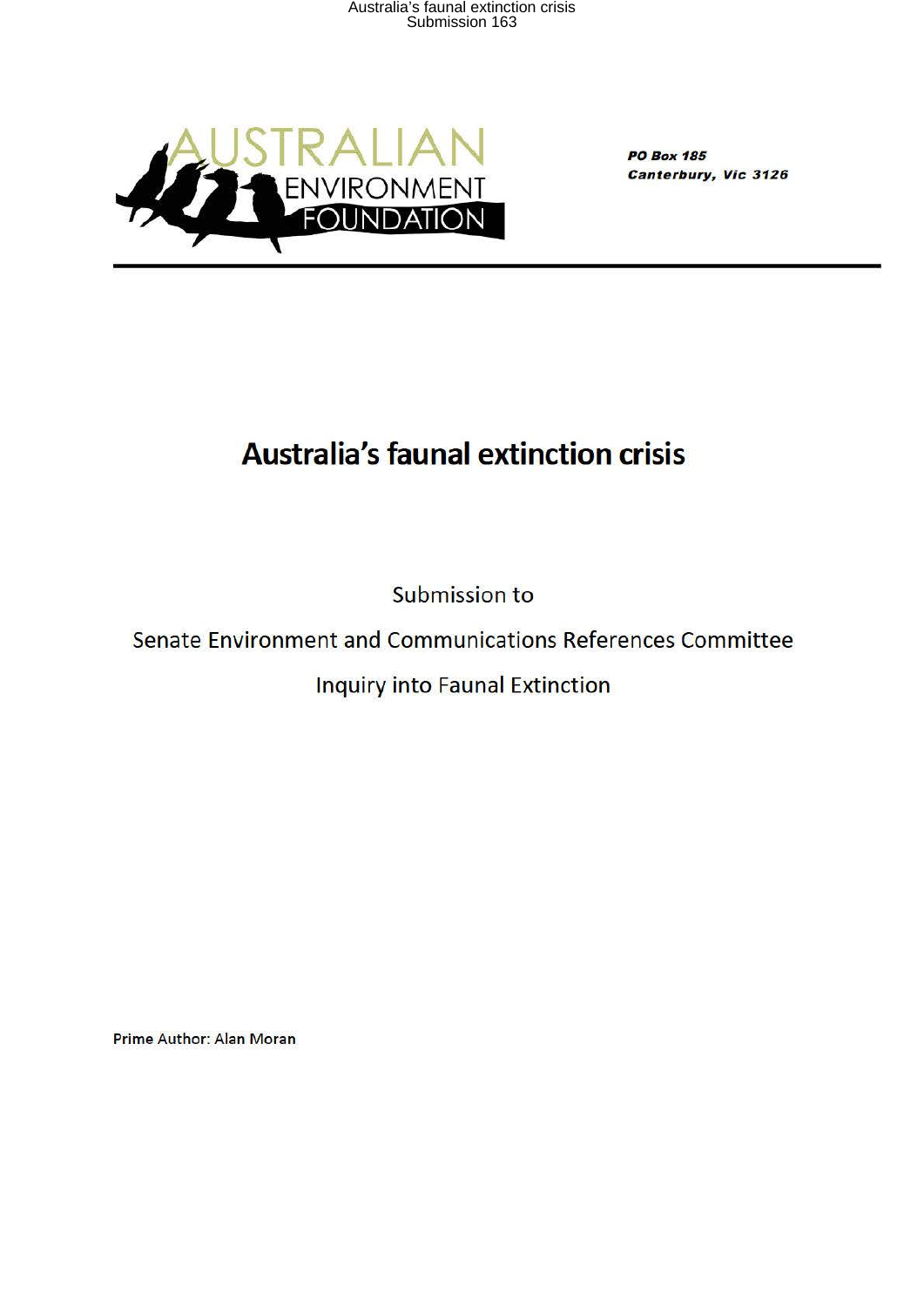AUSTRALIAN ENVIRONMENT FOUNDATION

***PO Box 185***
***Canterbury, Vic 3126***

# Australia's faunal extinction crisis

Submission to

Senate Environment and Communications References Committee

Inquiry into Faunal Extinction

**Prime Author: Alan Moran**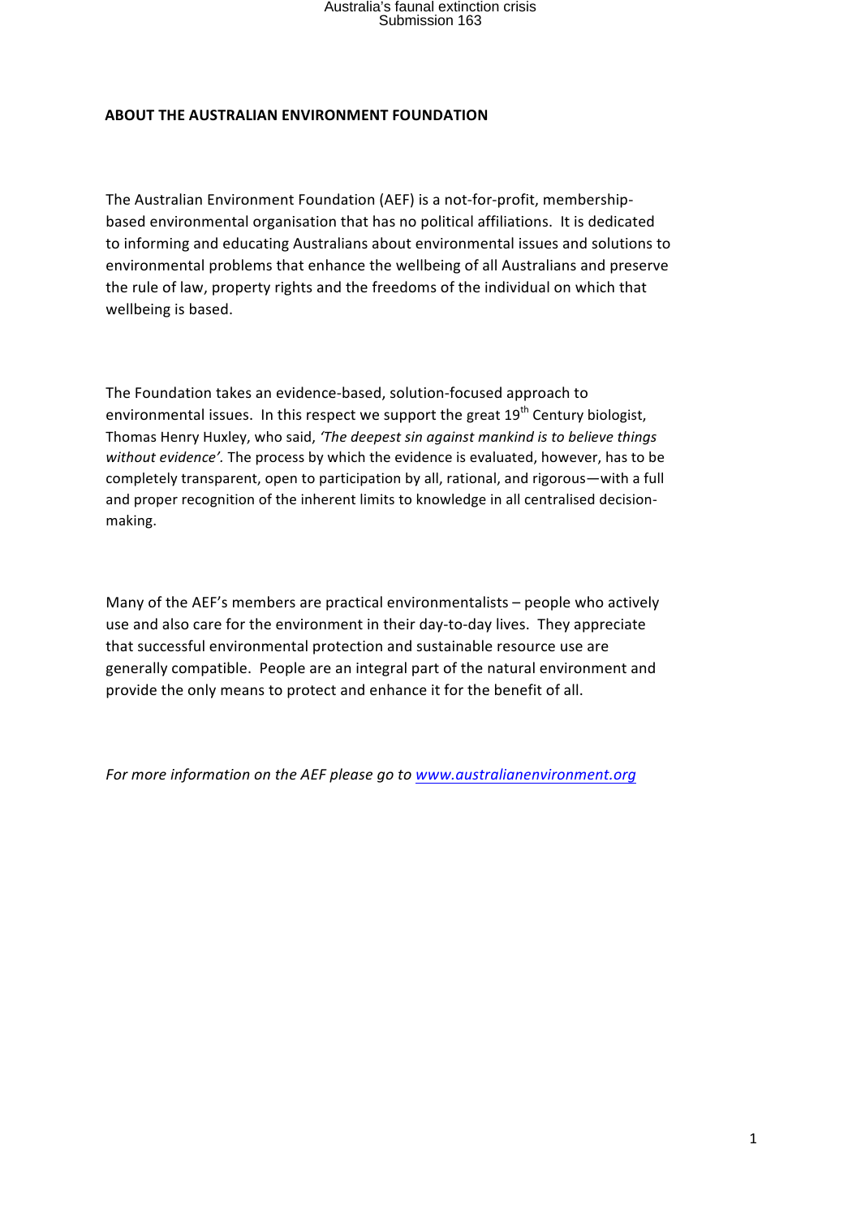**ABOUT THE AUSTRALIAN ENVIRONMENT FOUNDATION**

The Australian Environment Foundation (AEF) is a not-for-profit, membership-based environmental organisation that has no political affiliations. It is dedicated to informing and educating Australians about environmental issues and solutions to environmental problems that enhance the wellbeing of all Australians and preserve the rule of law, property rights and the freedoms of the individual on which that wellbeing is based.

The Foundation takes an evidence-based, solution-focused approach to environmental issues. In this respect we support the great 19th Century biologist, Thomas Henry Huxley, who said, *'The deepest sin against mankind is to believe things without evidence'.* The process by which the evidence is evaluated, however, has to be completely transparent, open to participation by all, rational, and rigorous—with a full and proper recognition of the inherent limits to knowledge in all centralised decision-making.

Many of the AEF's members are practical environmentalists – people who actively use and also care for the environment in their day-to-day lives. They appreciate that successful environmental protection and sustainable resource use are generally compatible. People are an integral part of the natural environment and provide the only means to protect and enhance it for the benefit of all.

*For more information on the AEF please go to www.australianenvironment.org*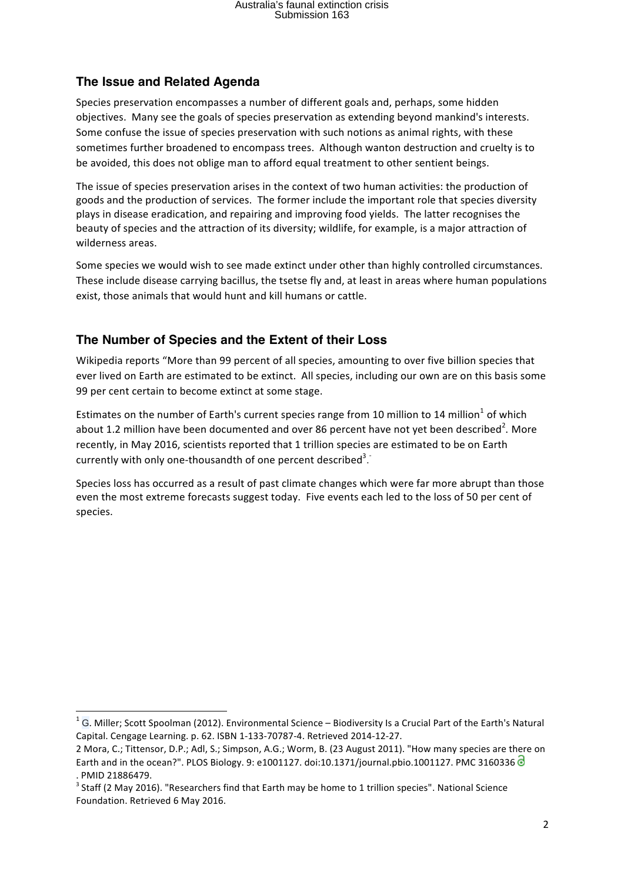## The Issue and Related Agenda

Species preservation encompasses a number of different goals and, perhaps, some hidden objectives. Many see the goals of species preservation as extending beyond mankind's interests. Some confuse the issue of species preservation with such notions as animal rights, with these sometimes further broadened to encompass trees. Although wanton destruction and cruelty is to be avoided, this does not oblige man to afford equal treatment to other sentient beings.

The issue of species preservation arises in the context of two human activities: the production of goods and the production of services. The former include the important role that species diversity plays in disease eradication, and repairing and improving food yields. The latter recognises the beauty of species and the attraction of its diversity; wildlife, for example, is a major attraction of wilderness areas.

Some species we would wish to see made extinct under other than highly controlled circumstances. These include disease carrying bacillus, the tsetse fly and, at least in areas where human populations exist, those animals that would hunt and kill humans or cattle.

## The Number of Species and the Extent of their Loss

Wikipedia reports "More than 99 percent of all species, amounting to over five billion species that ever lived on Earth are estimated to be extinct. All species, including our own are on this basis some 99 per cent certain to become extinct at some stage.

Estimates on the number of Earth's current species range from 10 million to 14 million[1] of which about 1.2 million have been documented and over 86 percent have not yet been described[2]. More recently, in May 2016, scientists reported that 1 trillion species are estimated to be on Earth currently with only one-thousandth of one percent described[3].

Species loss has occurred as a result of past climate changes which were far more abrupt than those even the most extreme forecasts suggest today. Five events each led to the loss of 50 per cent of species.

---

[1] G. Miller; Scott Spoolman (2012). Environmental Science – Biodiversity Is a Crucial Part of the Earth's Natural Capital. Cengage Learning. p. 62. ISBN 1-133-70787-4. Retrieved 2014-12-27.

2 Mora, C.; Tittensor, D.P.; Adl, S.; Simpson, A.G.; Worm, B. (23 August 2011). "How many species are there on Earth and in the ocean?". PLOS Biology. 9: e1001127. doi:10.1371/journal.pbio.1001127. PMC 3160336 . PMID 21886479.

[3] Staff (2 May 2016). "Researchers find that Earth may be home to 1 trillion species". National Science Foundation. Retrieved 6 May 2016.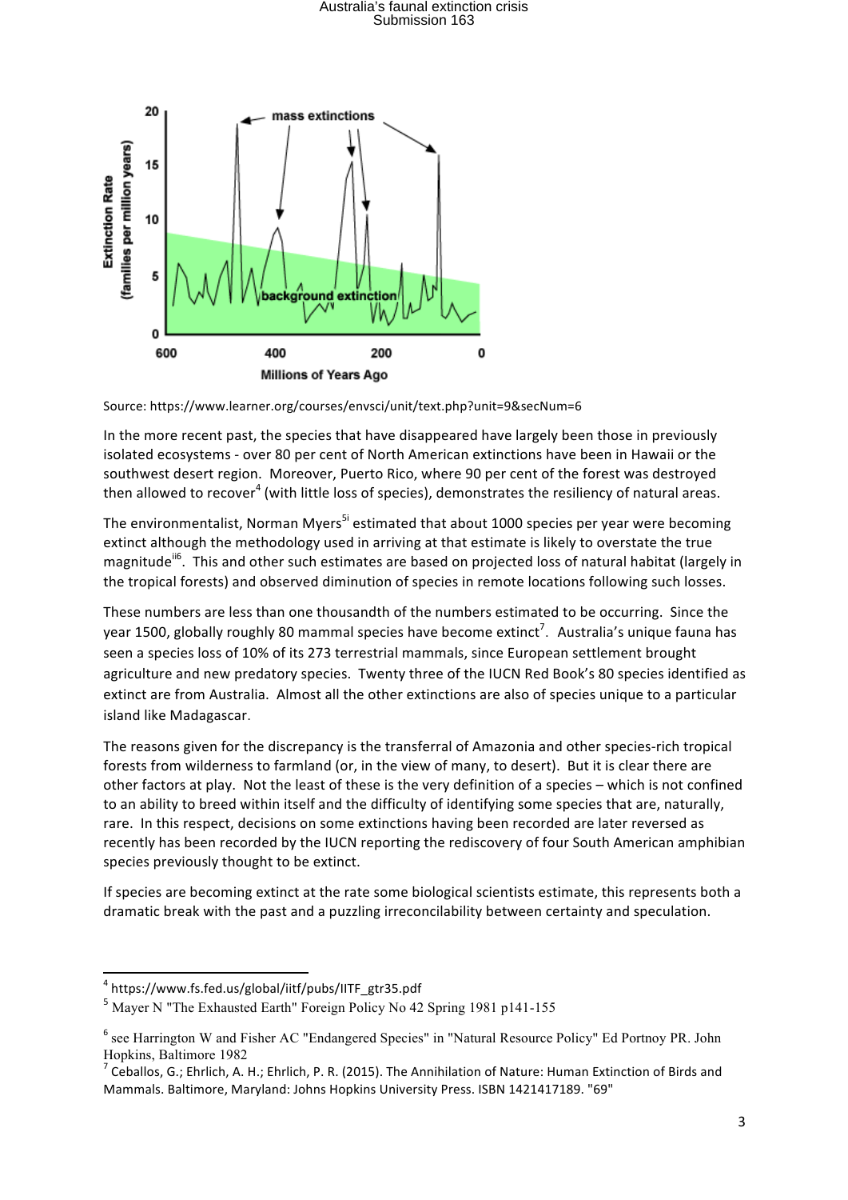mass extinctions

Extinction Rate (families per million years)

20

15

10

5

0

background extinction

600

400

200

0

Millions of Years Ago

Source: https://www.learner.org/courses/envsci/unit/text.php?unit=9&secNum=6

In the more recent past, the species that have disappeared have largely been those in previously isolated ecosystems - over 80 per cent of North American extinctions have been in Hawaii or the southwest desert region. Moreover, Puerto Rico, where 90 per cent of the forest was destroyed then allowed to recover[4] (with little loss of species), demonstrates the resiliency of natural areas.

The environmentalist, Norman Myers[5i] estimated that about 1000 species per year were becoming extinct although the methodology used in arriving at that estimate is likely to overstate the true magnitude[ii6]. This and other such estimates are based on projected loss of natural habitat (largely in the tropical forests) and observed diminution of species in remote locations following such losses.

These numbers are less than one thousandth of the numbers estimated to be occurring. Since the year 1500, globally roughly 80 mammal species have become extinct[7]. Australia's unique fauna has seen a species loss of 10% of its 273 terrestrial mammals, since European settlement brought agriculture and new predatory species. Twenty three of the IUCN Red Book's 80 species identified as extinct are from Australia. Almost all the other extinctions are also of species unique to a particular island like Madagascar.

The reasons given for the discrepancy is the transferral of Amazonia and other species-rich tropical forests from wilderness to farmland (or, in the view of many, to desert). But it is clear there are other factors at play. Not the least of these is the very definition of a species – which is not confined to an ability to breed within itself and the difficulty of identifying some species that are, naturally, rare. In this respect, decisions on some extinctions having been recorded are later reversed as recently has been recorded by the IUCN reporting the rediscovery of four South American amphibian species previously thought to be extinct.

If species are becoming extinct at the rate some biological scientists estimate, this represents both a dramatic break with the past and a puzzling irreconcilability between certainty and speculation.

---

[4] https://www.fs.fed.us/global/iitf/pubs/IITF_gtr35.pdf

[5] Mayer N "The Exhausted Earth" Foreign Policy No 42 Spring 1981 p141-155

[6] see Harrington W and Fisher AC "Endangered Species" in "Natural Resource Policy" Ed Portnoy PR. John Hopkins, Baltimore 1982

[7] Ceballos, G.; Ehrlich, A. H.; Ehrlich, P. R. (2015). The Annihilation of Nature: Human Extinction of Birds and Mammals. Baltimore, Maryland: Johns Hopkins University Press. ISBN 1421417189. "69"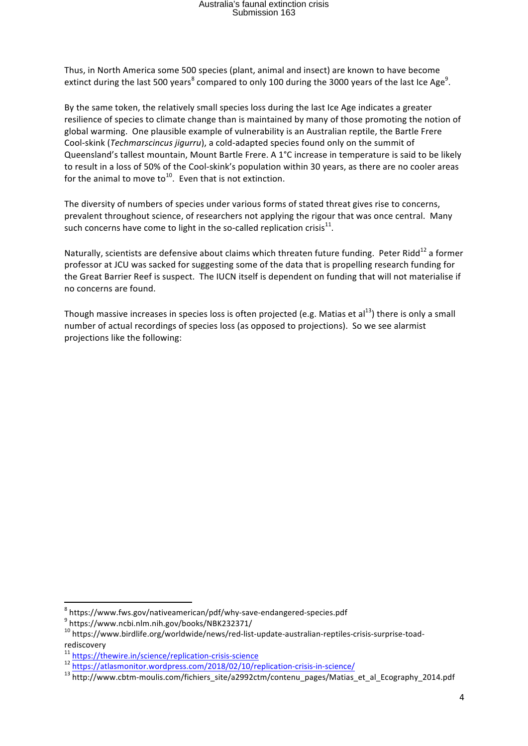Thus, in North America some 500 species (plant, animal and insect) are known to have become extinct during the last 500 years[8] compared to only 100 during the 3000 years of the last Ice Age[9].

By the same token, the relatively small species loss during the last Ice Age indicates a greater resilience of species to climate change than is maintained by many of those promoting the notion of global warming. One plausible example of vulnerability is an Australian reptile, the Bartle Frere Cool-skink (*Techmarscincus jigurru*), a cold-adapted species found only on the summit of Queensland's tallest mountain, Mount Bartle Frere. A 1°C increase in temperature is said to be likely to result in a loss of 50% of the Cool-skink's population within 30 years, as there are no cooler areas for the animal to move to[10]. Even that is not extinction.

The diversity of numbers of species under various forms of stated threat gives rise to concerns, prevalent throughout science, of researchers not applying the rigour that was once central. Many such concerns have come to light in the so-called replication crisis[11].

Naturally, scientists are defensive about claims which threaten future funding. Peter Ridd[12] a former professor at JCU was sacked for suggesting some of the data that is propelling research funding for the Great Barrier Reef is suspect. The IUCN itself is dependent on funding that will not materialise if no concerns are found.

Though massive increases in species loss is often projected (e.g. Matias et al[13]) there is only a small number of actual recordings of species loss (as opposed to projections). So we see alarmist projections like the following:

---

[8] https://www.fws.gov/nativeamerican/pdf/why-save-endangered-species.pdf

[9] https://www.ncbi.nlm.nih.gov/books/NBK232371/

[10] https://www.birdlife.org/worldwide/news/red-list-update-australian-reptiles-crisis-surprise-toad-rediscovery

[11] https://thewire.in/science/replication-crisis-science

[12] https://atlasmonitor.wordpress.com/2018/02/10/replication-crisis-in-science/

[13] http://www.cbtm-moulis.com/fichiers_site/a2992ctm/contenu_pages/Matias_et_al_Ecography_2014.pdf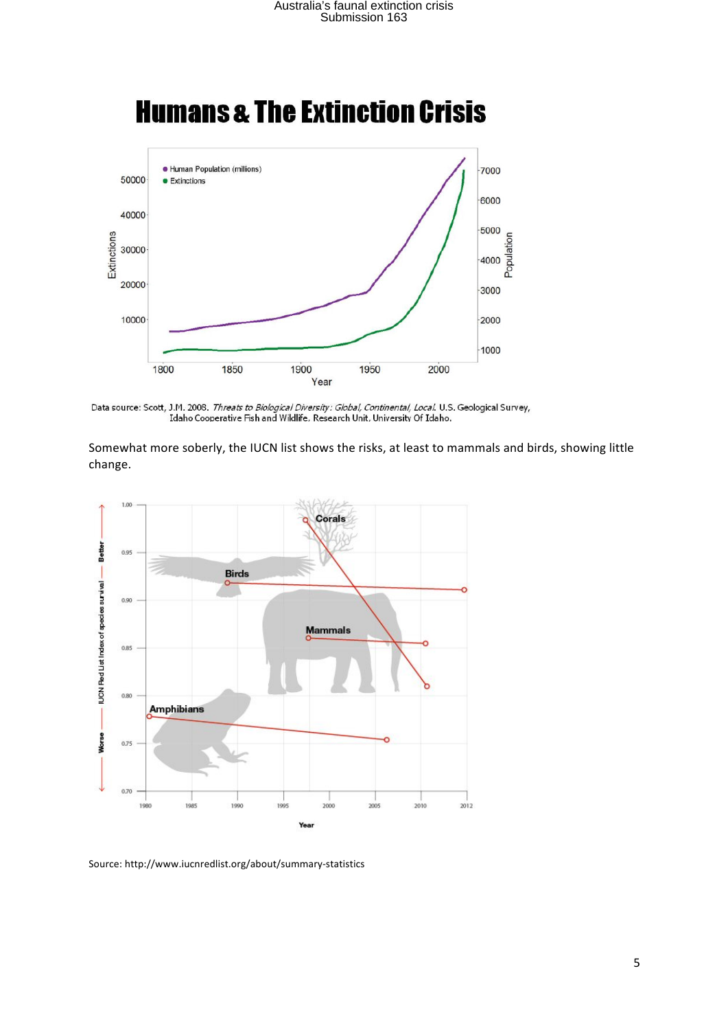# Humans & The Extinction Crisis

Human Population (millions)
Extinctions

Extinctions
50000
40000
30000
20000
10000

Population
7000
6000
5000
4000
3000
2000
1000

1800
1850
1900
1950
2000
Year

Data source: Scott, J.M. 2008. *Threats to Biological Diversity: Global, Continental, Local.* U.S. Geological Survey, Idaho Cooperative Fish and Wildlife, Research Unit, University Of Idaho.

Somewhat more soberly, the IUCN list shows the risks, at least to mammals and birds, showing little change.

Corals
Birds
Mammals
Amphibians

Worse — IUCN Red List Index of species survival — Better

1.00
0.95
0.90
0.85
0.80
0.75
0.70

1980
1985
1990
1995
2000
2005
2010
2012

Year

Source: http://www.iucnredlist.org/about/summary-statistics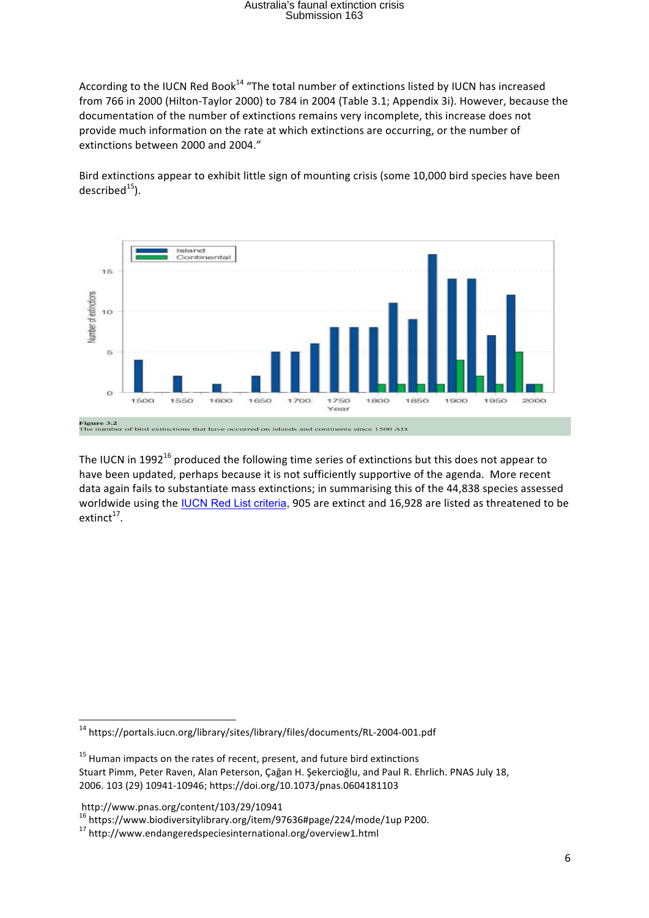According to the IUCN Red Book[14] "The total number of extinctions listed by IUCN has increased from 766 in 2000 (Hilton-Taylor 2000) to 784 in 2004 (Table 3.1; Appendix 3i). However, because the documentation of the number of extinctions remains very incomplete, this increase does not provide much information on the rate at which extinctions are occurring, or the number of extinctions between 2000 and 2004."

Bird extinctions appear to exhibit little sign of mounting crisis (some 10,000 bird species have been described[15]).

Island
Continental

Number of extinctions

0
5
10
15

1500 1550 1600 1650 1700 1750 1800 1850 1900 1950 2000

Year

**Figure 3.2**
The number of bird extinctions that have occurred on islands and continents since 1500 AD.

The IUCN in 1992[16] produced the following time series of extinctions but this does not appear to have been updated, perhaps because it is not sufficiently supportive of the agenda. More recent data again fails to substantiate mass extinctions; in summarising this of the 44,838 species assessed worldwide using the IUCN Red List criteria, 905 are extinct and 16,928 are listed as threatened to be extinct[17].

---

[14] https://portals.iucn.org/library/sites/library/files/documents/RL-2004-001.pdf

[15] Human impacts on the rates of recent, present, and future bird extinctions
Stuart Pimm, Peter Raven, Alan Peterson, Çağan H. Şekercioğlu, and Paul R. Ehrlich. PNAS July 18, 2006. 103 (29) 10941-10946; https://doi.org/10.1073/pnas.0604181103

http://www.pnas.org/content/103/29/10941

[16] https://www.biodiversitylibrary.org/item/97636#page/224/mode/1up P200.

[17] http://www.endangeredspeciesinternational.org/overview1.html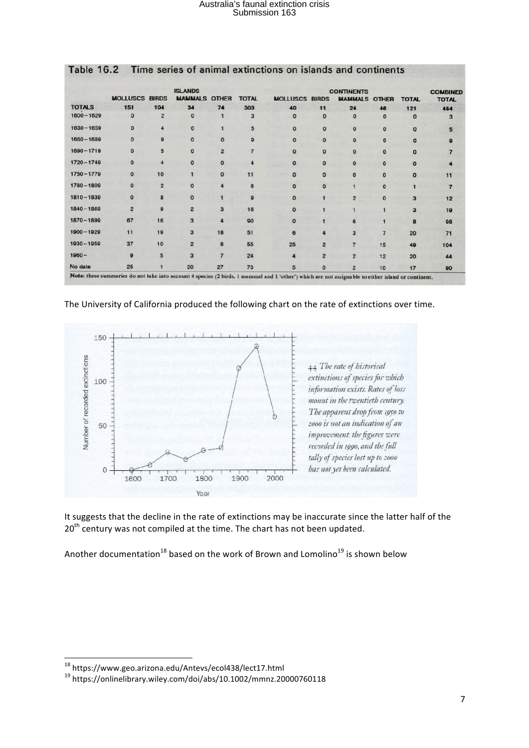**Table 16.2 Time series of animal extinctions on islands and continents**

| | ISLANDS | | | | | CONTINENTS | | | | | COMBINED |
|---|---|---|---|---|---|---|---|---|---|---|---|
| | MOLLUSCS | BIRDS | MAMMALS | OTHER | TOTAL | MOLLUSCS | BIRDS | MAMMALS | OTHER | TOTAL | TOTAL |
| TOTALS | 151 | 104 | 34 | 74 | 303 | 40 | 11 | 24 | 46 | 121 | 484 |
| 1600–1629 | 0 | 2 | 0 | 1 | 3 | 0 | 0 | 0 | 0 | 0 | 3 |
| 1630–1659 | 0 | 4 | 0 | 1 | 5 | 0 | 0 | 0 | 0 | 0 | 5 |
| 1660–1689 | 0 | 9 | 0 | 0 | 9 | 0 | 0 | 0 | 0 | 0 | 9 |
| 1690–1719 | 0 | 5 | 0 | 2 | 7 | 0 | 0 | 0 | 0 | 0 | 7 |
| 1720–1749 | 0 | 4 | 0 | 0 | 4 | 0 | 0 | 0 | 0 | 0 | 4 |
| 1750–1779 | 0 | 10 | 1 | 0 | 11 | 0 | 0 | 0 | 0 | 0 | 11 |
| 1780–1809 | 0 | 2 | 0 | 4 | 6 | 0 | 0 | 1 | 0 | 1 | 7 |
| 1810–1839 | 0 | 8 | 0 | 1 | 9 | 0 | 1 | 2 | 0 | 3 | 12 |
| 1840–1869 | 2 | 9 | 2 | 3 | 16 | 0 | 1 | 1 | 1 | 3 | 19 |
| 1870–1899 | 67 | 16 | 3 | 4 | 90 | 0 | 1 | 6 | 1 | 8 | 98 |
| 1900–1929 | 11 | 19 | 3 | 18 | 51 | 6 | 4 | 3 | 7 | 20 | 71 |
| 1930–1959 | 37 | 10 | 2 | 6 | 55 | 25 | 2 | 7 | 15 | 49 | 104 |
| 1960– | 9 | 5 | 3 | 7 | 24 | 4 | 2 | 2 | 12 | 20 | 44 |
| No date | 25 | 1 | 20 | 27 | 73 | 5 | 0 | 2 | 10 | 17 | 90 |

Note: these summaries do not take into account 4 species (2 birds, 1 mammal and 1 'other') which are not assignable to either island or continent.

The University of California produced the following chart on the rate of extinctions over time.

150
100
50
0
Number of recorded extinctions
1600 1700 1800 1900 2000
Year

44 *The rate of historical extinctions of species for which information exists. Rates of loss mount in the twentieth century. The apparent drop from 1950 to 2000 is not an indication of an improvement: the figures were recorded in 1990, and the full tally of species lost up to 2000 has not yet been calculated.*

It suggests that the decline in the rate of extinctions may be inaccurate since the latter half of the 20th century was not compiled at the time. The chart has not been updated.

Another documentation[18] based on the work of Brown and Lomolino[19] is shown below

[18] https://www.geo.arizona.edu/Antevs/ecol438/lect17.html
[19] https://onlinelibrary.wiley.com/doi/abs/10.1002/mmnz.20000760118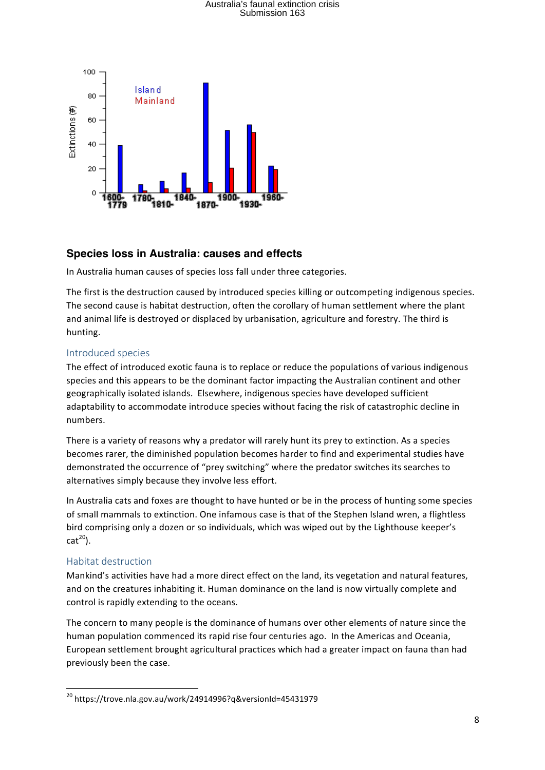100
80
60
40
20
0

Extinctions (#)

Island
Mainland

1600-1779
1780-
1810-
1840-
1870-
1900-
1930-
1960-

## Species loss in Australia: causes and effects

In Australia human causes of species loss fall under three categories.

The first is the destruction caused by introduced species killing or outcompeting indigenous species. The second cause is habitat destruction, often the corollary of human settlement where the plant and animal life is destroyed or displaced by urbanisation, agriculture and forestry. The third is hunting.

### Introduced species

The effect of introduced exotic fauna is to replace or reduce the populations of various indigenous species and this appears to be the dominant factor impacting the Australian continent and other geographically isolated islands. Elsewhere, indigenous species have developed sufficient adaptability to accommodate introduce species without facing the risk of catastrophic decline in numbers.

There is a variety of reasons why a predator will rarely hunt its prey to extinction. As a species becomes rarer, the diminished population becomes harder to find and experimental studies have demonstrated the occurrence of "prey switching" where the predator switches its searches to alternatives simply because they involve less effort.

In Australia cats and foxes are thought to have hunted or be in the process of hunting some species of small mammals to extinction. One infamous case is that of the Stephen Island wren, a flightless bird comprising only a dozen or so individuals, which was wiped out by the Lighthouse keeper's cat[20]).

### Habitat destruction

Mankind's activities have had a more direct effect on the land, its vegetation and natural features, and on the creatures inhabiting it. Human dominance on the land is now virtually complete and control is rapidly extending to the oceans.

The concern to many people is the dominance of humans over other elements of nature since the human population commenced its rapid rise four centuries ago. In the Americas and Oceania, European settlement brought agricultural practices which had a greater impact on fauna than had previously been the case.

---

[20] https://trove.nla.gov.au/work/24914996?q&versionId=45431979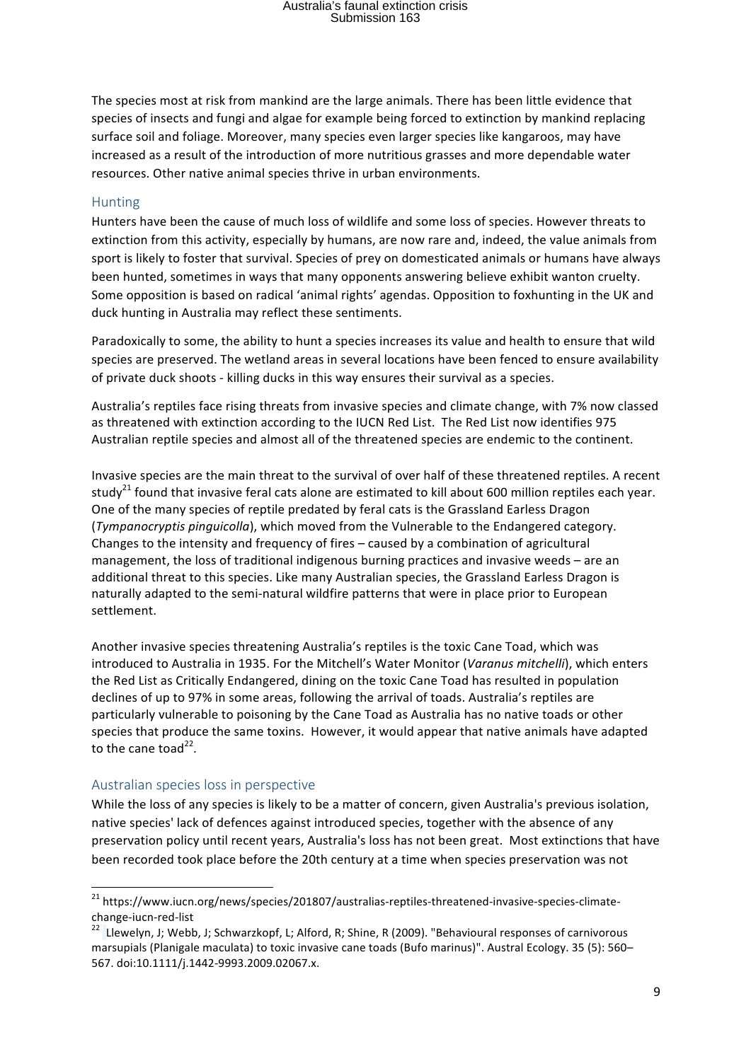The species most at risk from mankind are the large animals. There has been little evidence that species of insects and fungi and algae for example being forced to extinction by mankind replacing surface soil and foliage. Moreover, many species even larger species like kangaroos, may have increased as a result of the introduction of more nutritious grasses and more dependable water resources. Other native animal species thrive in urban environments.

## Hunting

Hunters have been the cause of much loss of wildlife and some loss of species. However threats to extinction from this activity, especially by humans, are now rare and, indeed, the value animals from sport is likely to foster that survival. Species of prey on domesticated animals or humans have always been hunted, sometimes in ways that many opponents answering believe exhibit wanton cruelty. Some opposition is based on radical 'animal rights' agendas. Opposition to foxhunting in the UK and duck hunting in Australia may reflect these sentiments.

Paradoxically to some, the ability to hunt a species increases its value and health to ensure that wild species are preserved. The wetland areas in several locations have been fenced to ensure availability of private duck shoots - killing ducks in this way ensures their survival as a species.

Australia's reptiles face rising threats from invasive species and climate change, with 7% now classed as threatened with extinction according to the IUCN Red List. The Red List now identifies 975 Australian reptile species and almost all of the threatened species are endemic to the continent.

Invasive species are the main threat to the survival of over half of these threatened reptiles. A recent study[21] found that invasive feral cats alone are estimated to kill about 600 million reptiles each year. One of the many species of reptile predated by feral cats is the Grassland Earless Dragon (*Tympanocryptis pinguicolla*), which moved from the Vulnerable to the Endangered category. Changes to the intensity and frequency of fires – caused by a combination of agricultural management, the loss of traditional indigenous burning practices and invasive weeds – are an additional threat to this species. Like many Australian species, the Grassland Earless Dragon is naturally adapted to the semi-natural wildfire patterns that were in place prior to European settlement.

Another invasive species threatening Australia's reptiles is the toxic Cane Toad, which was introduced to Australia in 1935. For the Mitchell's Water Monitor (*Varanus mitchelli*), which enters the Red List as Critically Endangered, dining on the toxic Cane Toad has resulted in population declines of up to 97% in some areas, following the arrival of toads. Australia's reptiles are particularly vulnerable to poisoning by the Cane Toad as Australia has no native toads or other species that produce the same toxins. However, it would appear that native animals have adapted to the cane toad[22].

## Australian species loss in perspective

While the loss of any species is likely to be a matter of concern, given Australia's previous isolation, native species' lack of defences against introduced species, together with the absence of any preservation policy until recent years, Australia's loss has not been great. Most extinctions that have been recorded took place before the 20th century at a time when species preservation was not

[21] https://www.iucn.org/news/species/201807/australias-reptiles-threatened-invasive-species-climate-change-iucn-red-list

[22] Llewelyn, J; Webb, J; Schwarzkopf, L; Alford, R; Shine, R (2009). "Behavioural responses of carnivorous marsupials (Planigale maculata) to toxic invasive cane toads (Bufo marinus)". Austral Ecology. 35 (5): 560–567. doi:10.1111/j.1442-9993.2009.02067.x.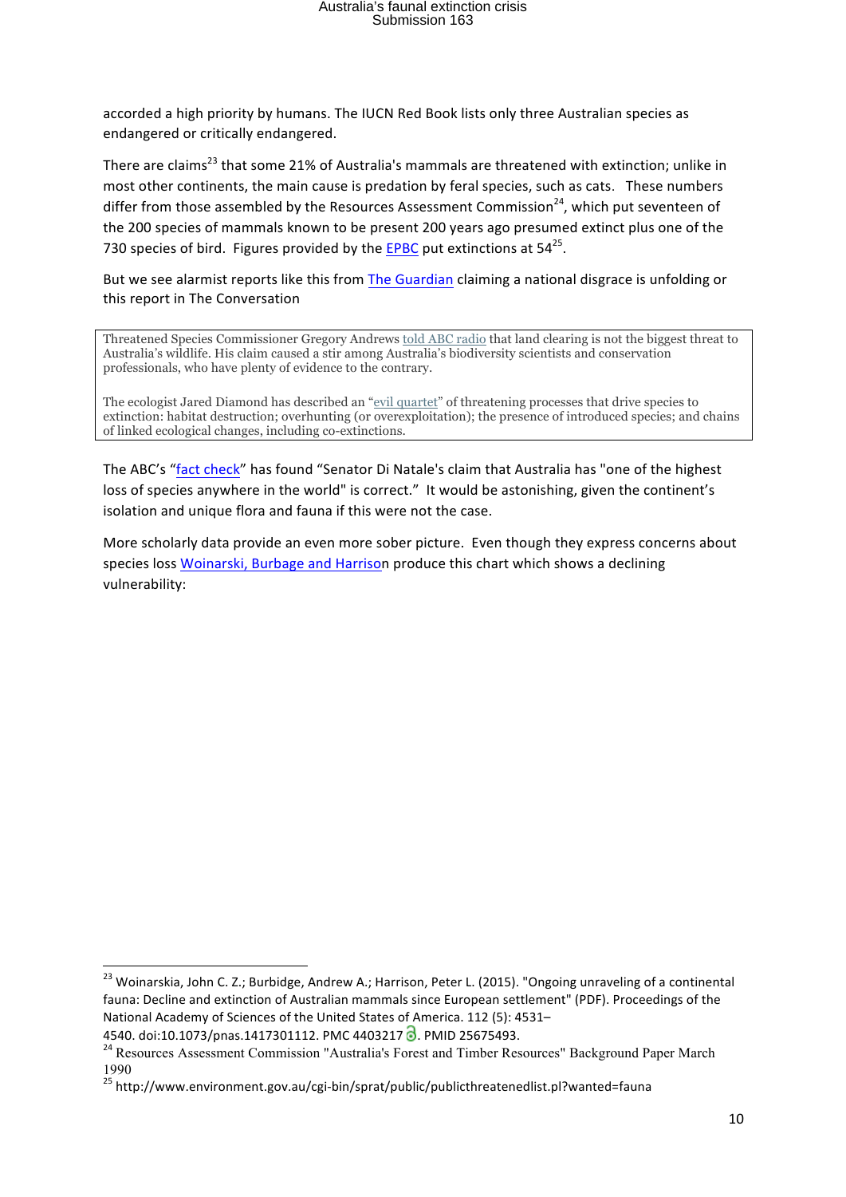accorded a high priority by humans. The IUCN Red Book lists only three Australian species as endangered or critically endangered.

There are claims[23] that some 21% of Australia's mammals are threatened with extinction; unlike in most other continents, the main cause is predation by feral species, such as cats. These numbers differ from those assembled by the Resources Assessment Commission[24], which put seventeen of the 200 species of mammals known to be present 200 years ago presumed extinct plus one of the 730 species of bird. Figures provided by the EPBC put extinctions at 54[25].

But we see alarmist reports like this from The Guardian claiming a national disgrace is unfolding or this report in The Conversation

> Threatened Species Commissioner Gregory Andrews told ABC radio that land clearing is not the biggest threat to Australia's wildlife. His claim caused a stir among Australia's biodiversity scientists and conservation professionals, who have plenty of evidence to the contrary.
>
> The ecologist Jared Diamond has described an "evil quartet" of threatening processes that drive species to extinction: habitat destruction; overhunting (or overexploitation); the presence of introduced species; and chains of linked ecological changes, including co-extinctions.

The ABC's "fact check" has found "Senator Di Natale's claim that Australia has "one of the highest loss of species anywhere in the world" is correct." It would be astonishing, given the continent's isolation and unique flora and fauna if this were not the case.

More scholarly data provide an even more sober picture. Even though they express concerns about species loss Woinarski, Burbage and Harrison produce this chart which shows a declining vulnerability:

---

[23] Woinarskia, John C. Z.; Burbidge, Andrew A.; Harrison, Peter L. (2015). "Ongoing unraveling of a continental fauna: Decline and extinction of Australian mammals since European settlement" (PDF). Proceedings of the National Academy of Sciences of the United States of America. 112 (5): 4531–4540. doi:10.1073/pnas.1417301112. PMC 4403217. PMID 25675493.

[24] Resources Assessment Commission "Australia's Forest and Timber Resources" Background Paper March 1990

[25] http://www.environment.gov.au/cgi-bin/sprat/public/publicthreatenedlist.pl?wanted=fauna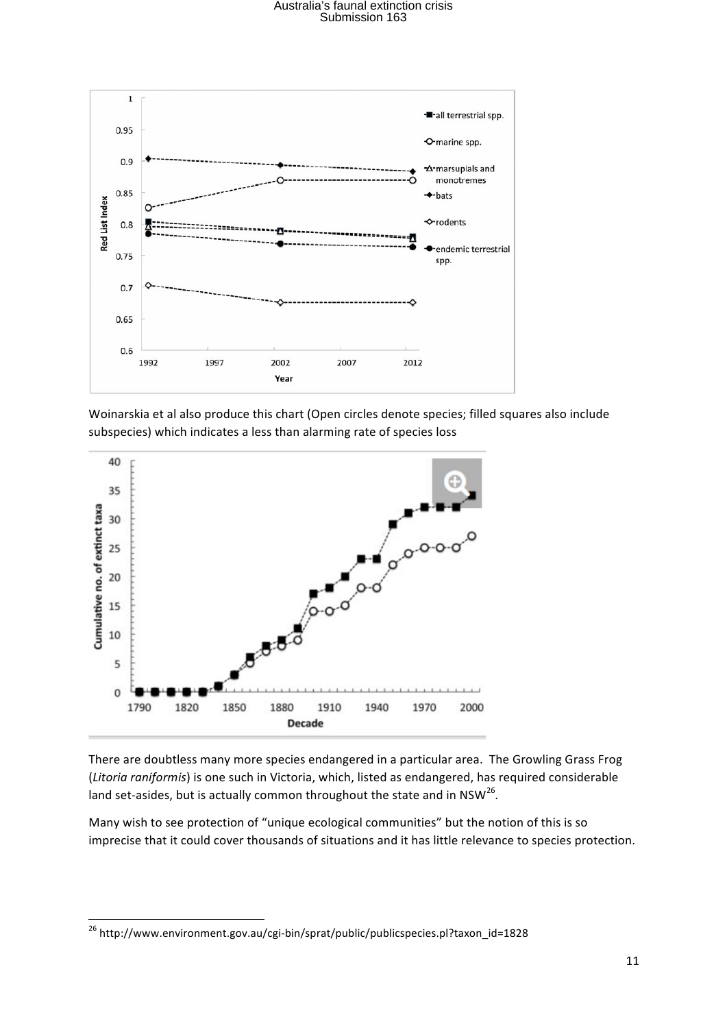1
0.95
0.9
0.85
0.8
0.75
0.7
0.65
0.6

Red List Index

1992
1997
2002
2007
2012

Year

all terrestrial spp.
marine spp.
marsupials and monotremes
bats
rodents
endemic terrestrial spp.

Woinarskia et al also produce this chart (Open circles denote species; filled squares also include subspecies) which indicates a less than alarming rate of species loss

40
35
30
25
20
15
10
5
0

Cumulative no. of extinct taxa

1790
1820
1850
1880
1910
1940
1970
2000

Decade

There are doubtless many more species endangered in a particular area. The Growling Grass Frog (*Litoria raniformis*) is one such in Victoria, which, listed as endangered, has required considerable land set-asides, but is actually common throughout the state and in NSW[26].

Many wish to see protection of "unique ecological communities" but the notion of this is so imprecise that it could cover thousands of situations and it has little relevance to species protection.

[26] http://www.environment.gov.au/cgi-bin/sprat/public/publicspecies.pl?taxon_id=1828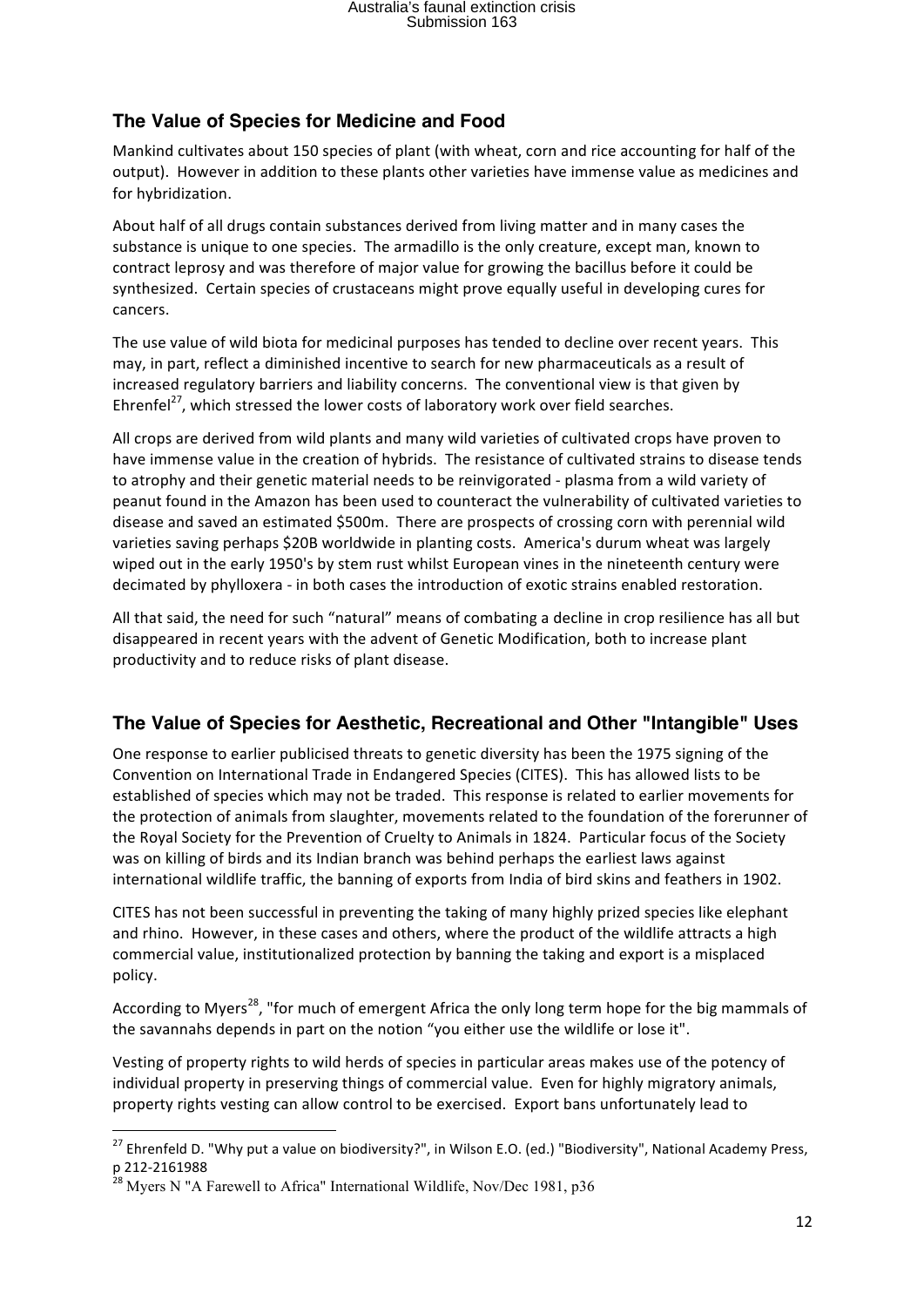## The Value of Species for Medicine and Food

Mankind cultivates about 150 species of plant (with wheat, corn and rice accounting for half of the output). However in addition to these plants other varieties have immense value as medicines and for hybridization.

About half of all drugs contain substances derived from living matter and in many cases the substance is unique to one species. The armadillo is the only creature, except man, known to contract leprosy and was therefore of major value for growing the bacillus before it could be synthesized. Certain species of crustaceans might prove equally useful in developing cures for cancers.

The use value of wild biota for medicinal purposes has tended to decline over recent years. This may, in part, reflect a diminished incentive to search for new pharmaceuticals as a result of increased regulatory barriers and liability concerns. The conventional view is that given by Ehrenfel[27], which stressed the lower costs of laboratory work over field searches.

All crops are derived from wild plants and many wild varieties of cultivated crops have proven to have immense value in the creation of hybrids. The resistance of cultivated strains to disease tends to atrophy and their genetic material needs to be reinvigorated - plasma from a wild variety of peanut found in the Amazon has been used to counteract the vulnerability of cultivated varieties to disease and saved an estimated \$500m. There are prospects of crossing corn with perennial wild varieties saving perhaps \$20B worldwide in planting costs. America's durum wheat was largely wiped out in the early 1950's by stem rust whilst European vines in the nineteenth century were decimated by phylloxera - in both cases the introduction of exotic strains enabled restoration.

All that said, the need for such "natural" means of combating a decline in crop resilience has all but disappeared in recent years with the advent of Genetic Modification, both to increase plant productivity and to reduce risks of plant disease.

## The Value of Species for Aesthetic, Recreational and Other "Intangible" Uses

One response to earlier publicised threats to genetic diversity has been the 1975 signing of the Convention on International Trade in Endangered Species (CITES). This has allowed lists to be established of species which may not be traded. This response is related to earlier movements for the protection of animals from slaughter, movements related to the foundation of the forerunner of the Royal Society for the Prevention of Cruelty to Animals in 1824. Particular focus of the Society was on killing of birds and its Indian branch was behind perhaps the earliest laws against international wildlife traffic, the banning of exports from India of bird skins and feathers in 1902.

CITES has not been successful in preventing the taking of many highly prized species like elephant and rhino. However, in these cases and others, where the product of the wildlife attracts a high commercial value, institutionalized protection by banning the taking and export is a misplaced policy.

According to Myers[28], "for much of emergent Africa the only long term hope for the big mammals of the savannahs depends in part on the notion "you either use the wildlife or lose it".

Vesting of property rights to wild herds of species in particular areas makes use of the potency of individual property in preserving things of commercial value. Even for highly migratory animals, property rights vesting can allow control to be exercised. Export bans unfortunately lead to

---

[27] Ehrenfeld D. "Why put a value on biodiversity?", in Wilson E.O. (ed.) "Biodiversity", National Academy Press, p 212-2161988

[28] Myers N "A Farewell to Africa" International Wildlife, Nov/Dec 1981, p36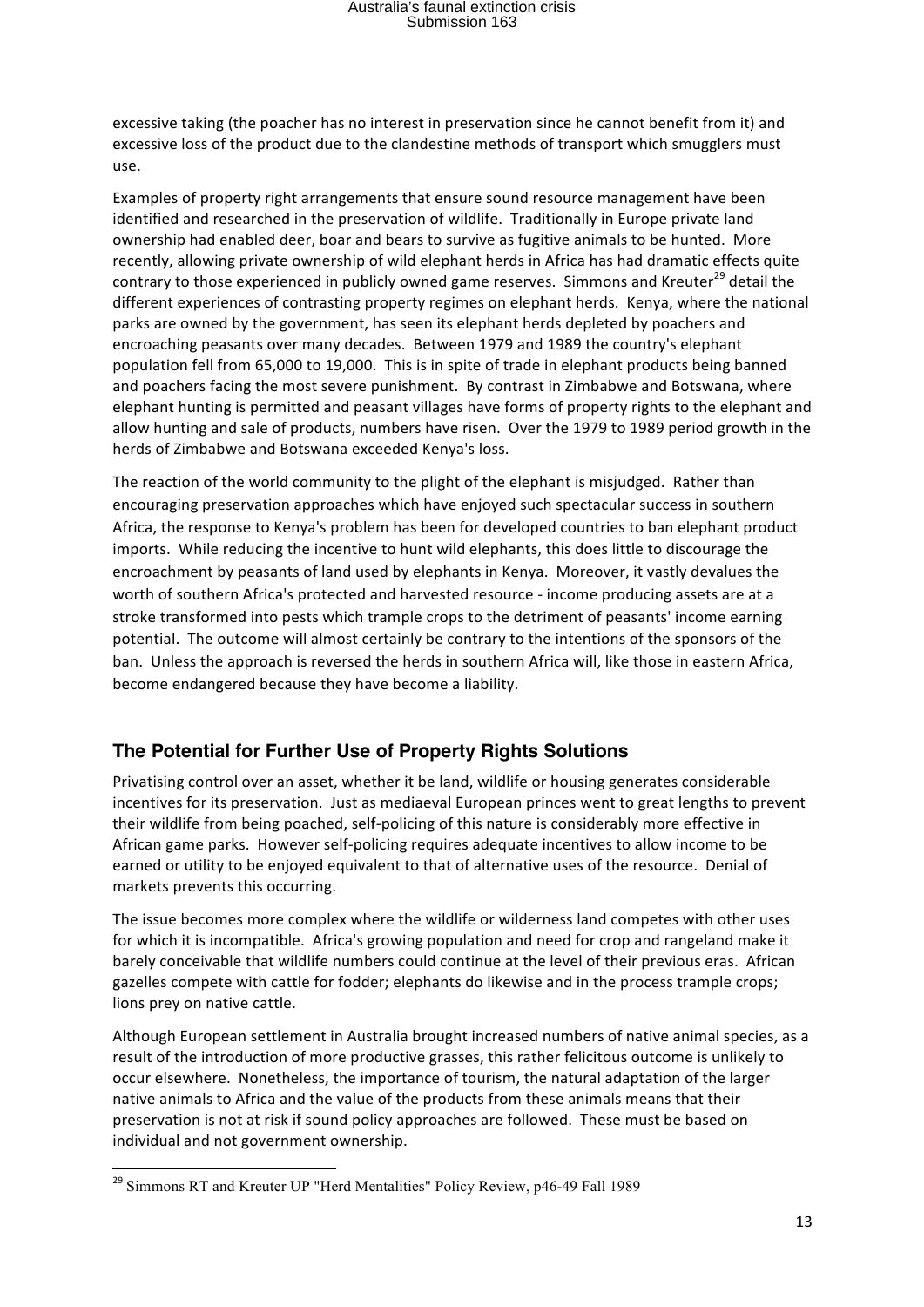excessive taking (the poacher has no interest in preservation since he cannot benefit from it) and excessive loss of the product due to the clandestine methods of transport which smugglers must use.

Examples of property right arrangements that ensure sound resource management have been identified and researched in the preservation of wildlife. Traditionally in Europe private land ownership had enabled deer, boar and bears to survive as fugitive animals to be hunted. More recently, allowing private ownership of wild elephant herds in Africa has had dramatic effects quite contrary to those experienced in publicly owned game reserves. Simmons and Kreuter[29] detail the different experiences of contrasting property regimes on elephant herds. Kenya, where the national parks are owned by the government, has seen its elephant herds depleted by poachers and encroaching peasants over many decades. Between 1979 and 1989 the country's elephant population fell from 65,000 to 19,000. This is in spite of trade in elephant products being banned and poachers facing the most severe punishment. By contrast in Zimbabwe and Botswana, where elephant hunting is permitted and peasant villages have forms of property rights to the elephant and allow hunting and sale of products, numbers have risen. Over the 1979 to 1989 period growth in the herds of Zimbabwe and Botswana exceeded Kenya's loss.

The reaction of the world community to the plight of the elephant is misjudged. Rather than encouraging preservation approaches which have enjoyed such spectacular success in southern Africa, the response to Kenya's problem has been for developed countries to ban elephant product imports. While reducing the incentive to hunt wild elephants, this does little to discourage the encroachment by peasants of land used by elephants in Kenya. Moreover, it vastly devalues the worth of southern Africa's protected and harvested resource - income producing assets are at a stroke transformed into pests which trample crops to the detriment of peasants' income earning potential. The outcome will almost certainly be contrary to the intentions of the sponsors of the ban. Unless the approach is reversed the herds in southern Africa will, like those in eastern Africa, become endangered because they have become a liability.

## The Potential for Further Use of Property Rights Solutions

Privatising control over an asset, whether it be land, wildlife or housing generates considerable incentives for its preservation. Just as mediaeval European princes went to great lengths to prevent their wildlife from being poached, self-policing of this nature is considerably more effective in African game parks. However self-policing requires adequate incentives to allow income to be earned or utility to be enjoyed equivalent to that of alternative uses of the resource. Denial of markets prevents this occurring.

The issue becomes more complex where the wildlife or wilderness land competes with other uses for which it is incompatible. Africa's growing population and need for crop and rangeland make it barely conceivable that wildlife numbers could continue at the level of their previous eras. African gazelles compete with cattle for fodder; elephants do likewise and in the process trample crops; lions prey on native cattle.

Although European settlement in Australia brought increased numbers of native animal species, as a result of the introduction of more productive grasses, this rather felicitous outcome is unlikely to occur elsewhere. Nonetheless, the importance of tourism, the natural adaptation of the larger native animals to Africa and the value of the products from these animals means that their preservation is not at risk if sound policy approaches are followed. These must be based on individual and not government ownership.

[29] Simmons RT and Kreuter UP "Herd Mentalities" Policy Review, p46-49 Fall 1989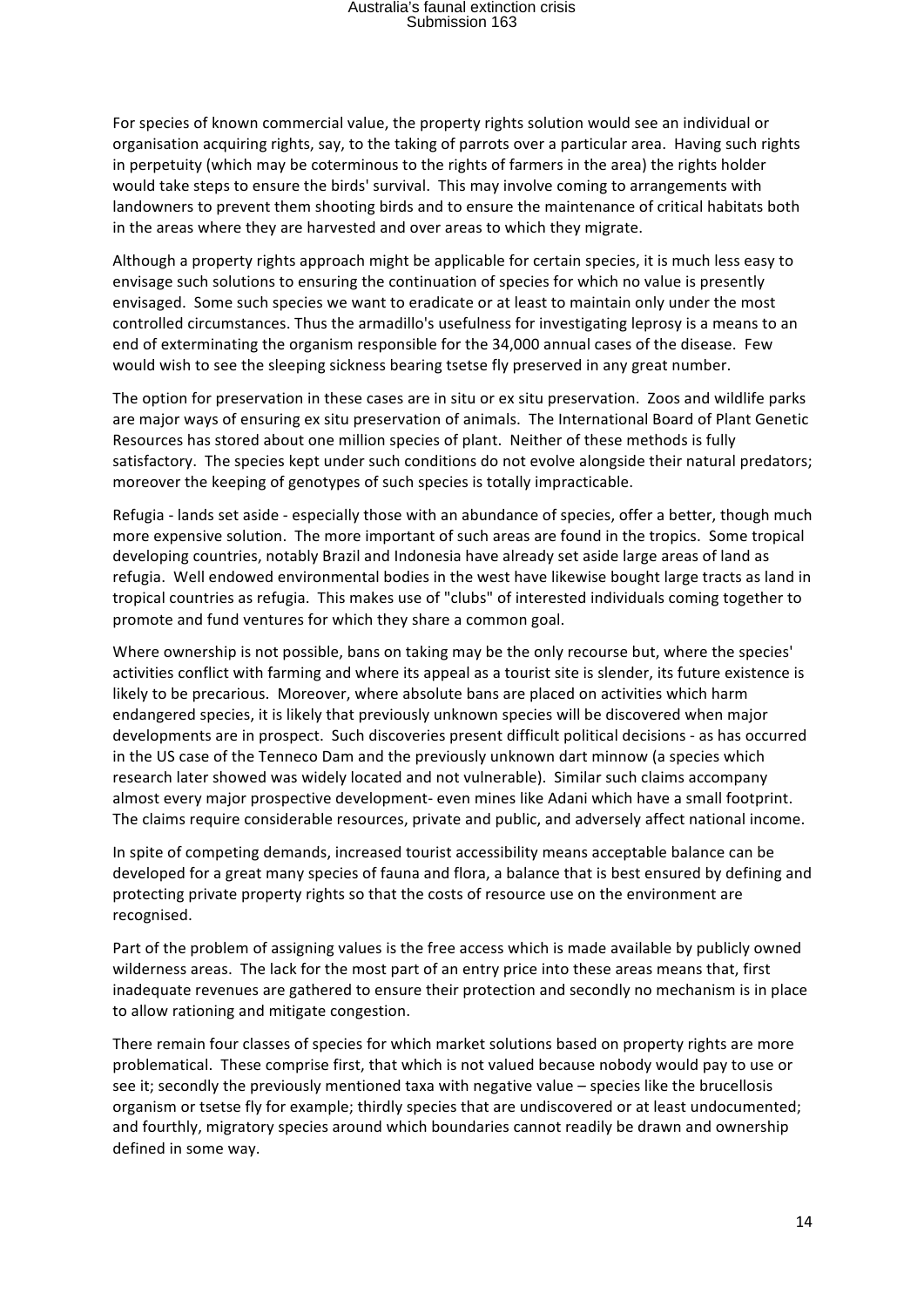For species of known commercial value, the property rights solution would see an individual or organisation acquiring rights, say, to the taking of parrots over a particular area. Having such rights in perpetuity (which may be coterminous to the rights of farmers in the area) the rights holder would take steps to ensure the birds' survival. This may involve coming to arrangements with landowners to prevent them shooting birds and to ensure the maintenance of critical habitats both in the areas where they are harvested and over areas to which they migrate.

Although a property rights approach might be applicable for certain species, it is much less easy to envisage such solutions to ensuring the continuation of species for which no value is presently envisaged. Some such species we want to eradicate or at least to maintain only under the most controlled circumstances. Thus the armadillo's usefulness for investigating leprosy is a means to an end of exterminating the organism responsible for the 34,000 annual cases of the disease. Few would wish to see the sleeping sickness bearing tsetse fly preserved in any great number.

The option for preservation in these cases are in situ or ex situ preservation. Zoos and wildlife parks are major ways of ensuring ex situ preservation of animals. The International Board of Plant Genetic Resources has stored about one million species of plant. Neither of these methods is fully satisfactory. The species kept under such conditions do not evolve alongside their natural predators; moreover the keeping of genotypes of such species is totally impracticable.

Refugia - lands set aside - especially those with an abundance of species, offer a better, though much more expensive solution. The more important of such areas are found in the tropics. Some tropical developing countries, notably Brazil and Indonesia have already set aside large areas of land as refugia. Well endowed environmental bodies in the west have likewise bought large tracts as land in tropical countries as refugia. This makes use of "clubs" of interested individuals coming together to promote and fund ventures for which they share a common goal.

Where ownership is not possible, bans on taking may be the only recourse but, where the species' activities conflict with farming and where its appeal as a tourist site is slender, its future existence is likely to be precarious. Moreover, where absolute bans are placed on activities which harm endangered species, it is likely that previously unknown species will be discovered when major developments are in prospect. Such discoveries present difficult political decisions - as has occurred in the US case of the Tenneco Dam and the previously unknown dart minnow (a species which research later showed was widely located and not vulnerable). Similar such claims accompany almost every major prospective development- even mines like Adani which have a small footprint. The claims require considerable resources, private and public, and adversely affect national income.

In spite of competing demands, increased tourist accessibility means acceptable balance can be developed for a great many species of fauna and flora, a balance that is best ensured by defining and protecting private property rights so that the costs of resource use on the environment are recognised.

Part of the problem of assigning values is the free access which is made available by publicly owned wilderness areas. The lack for the most part of an entry price into these areas means that, first inadequate revenues are gathered to ensure their protection and secondly no mechanism is in place to allow rationing and mitigate congestion.

There remain four classes of species for which market solutions based on property rights are more problematical. These comprise first, that which is not valued because nobody would pay to use or see it; secondly the previously mentioned taxa with negative value – species like the brucellosis organism or tsetse fly for example; thirdly species that are undiscovered or at least undocumented; and fourthly, migratory species around which boundaries cannot readily be drawn and ownership defined in some way.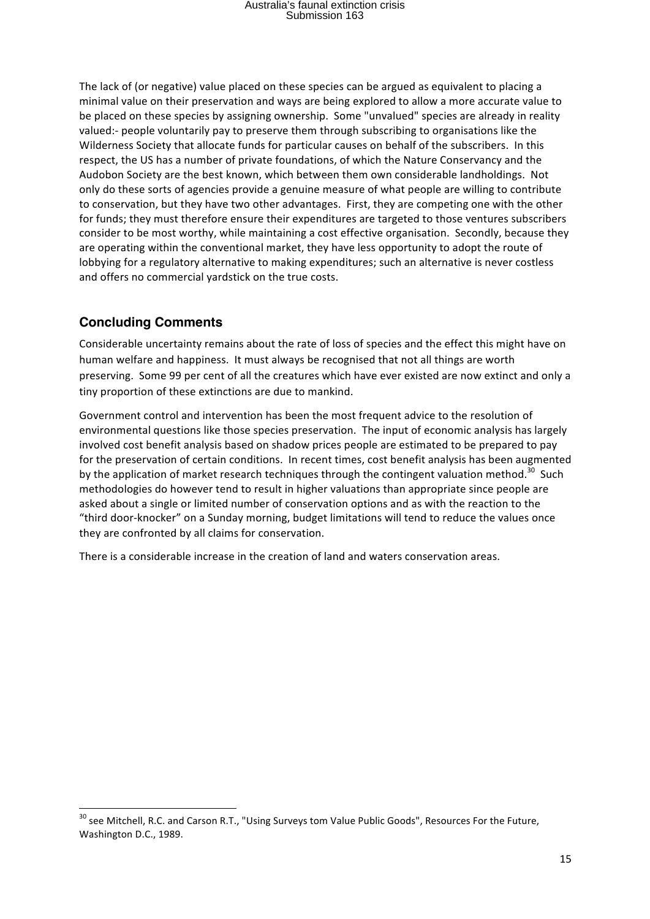The lack of (or negative) value placed on these species can be argued as equivalent to placing a minimal value on their preservation and ways are being explored to allow a more accurate value to be placed on these species by assigning ownership. Some "unvalued" species are already in reality valued:- people voluntarily pay to preserve them through subscribing to organisations like the Wilderness Society that allocate funds for particular causes on behalf of the subscribers. In this respect, the US has a number of private foundations, of which the Nature Conservancy and the Audobon Society are the best known, which between them own considerable landholdings. Not only do these sorts of agencies provide a genuine measure of what people are willing to contribute to conservation, but they have two other advantages. First, they are competing one with the other for funds; they must therefore ensure their expenditures are targeted to those ventures subscribers consider to be most worthy, while maintaining a cost effective organisation. Secondly, because they are operating within the conventional market, they have less opportunity to adopt the route of lobbying for a regulatory alternative to making expenditures; such an alternative is never costless and offers no commercial yardstick on the true costs.

## Concluding Comments

Considerable uncertainty remains about the rate of loss of species and the effect this might have on human welfare and happiness. It must always be recognised that not all things are worth preserving. Some 99 per cent of all the creatures which have ever existed are now extinct and only a tiny proportion of these extinctions are due to mankind.

Government control and intervention has been the most frequent advice to the resolution of environmental questions like those species preservation. The input of economic analysis has largely involved cost benefit analysis based on shadow prices people are estimated to be prepared to pay for the preservation of certain conditions. In recent times, cost benefit analysis has been augmented by the application of market research techniques through the contingent valuation method.[30] Such methodologies do however tend to result in higher valuations than appropriate since people are asked about a single or limited number of conservation options and as with the reaction to the "third door-knocker" on a Sunday morning, budget limitations will tend to reduce the values once they are confronted by all claims for conservation.

There is a considerable increase in the creation of land and waters conservation areas.

[30] see Mitchell, R.C. and Carson R.T., "Using Surveys tom Value Public Goods", Resources For the Future, Washington D.C., 1989.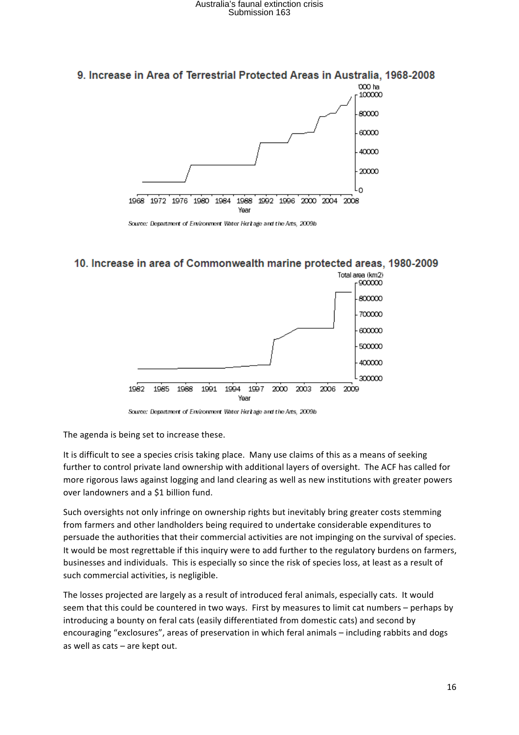9. Increase in Area of Terrestrial Protected Areas in Australia, 1968-2008

'000 ha
100000
80000
60000
40000
20000
0
1968 1972 1976 1980 1984 1988 1992 1996 2000 2004 2008
Year

Source: Department of Environment Water Heritage and the Arts, 2009b

10. Increase in area of Commonwealth marine protected areas, 1980-2009

Total area (km2)
900000
800000
700000
600000
500000
400000
300000
1982 1985 1988 1991 1994 1997 2000 2003 2006 2009
Year

Source: Department of Environment Water Heritage and the Arts, 2009b

The agenda is being set to increase these.

It is difficult to see a species crisis taking place. Many use claims of this as a means of seeking further to control private land ownership with additional layers of oversight. The ACF has called for more rigorous laws against logging and land clearing as well as new institutions with greater powers over landowners and a $1 billion fund.

Such oversights not only infringe on ownership rights but inevitably bring greater costs stemming from farmers and other landholders being required to undertake considerable expenditures to persuade the authorities that their commercial activities are not impinging on the survival of species. It would be most regrettable if this inquiry were to add further to the regulatory burdens on farmers, businesses and individuals. This is especially so since the risk of species loss, at least as a result of such commercial activities, is negligible.

The losses projected are largely as a result of introduced feral animals, especially cats. It would seem that this could be countered in two ways. First by measures to limit cat numbers – perhaps by introducing a bounty on feral cats (easily differentiated from domestic cats) and second by encouraging "exclosures", areas of preservation in which feral animals – including rabbits and dogs as well as cats – are kept out.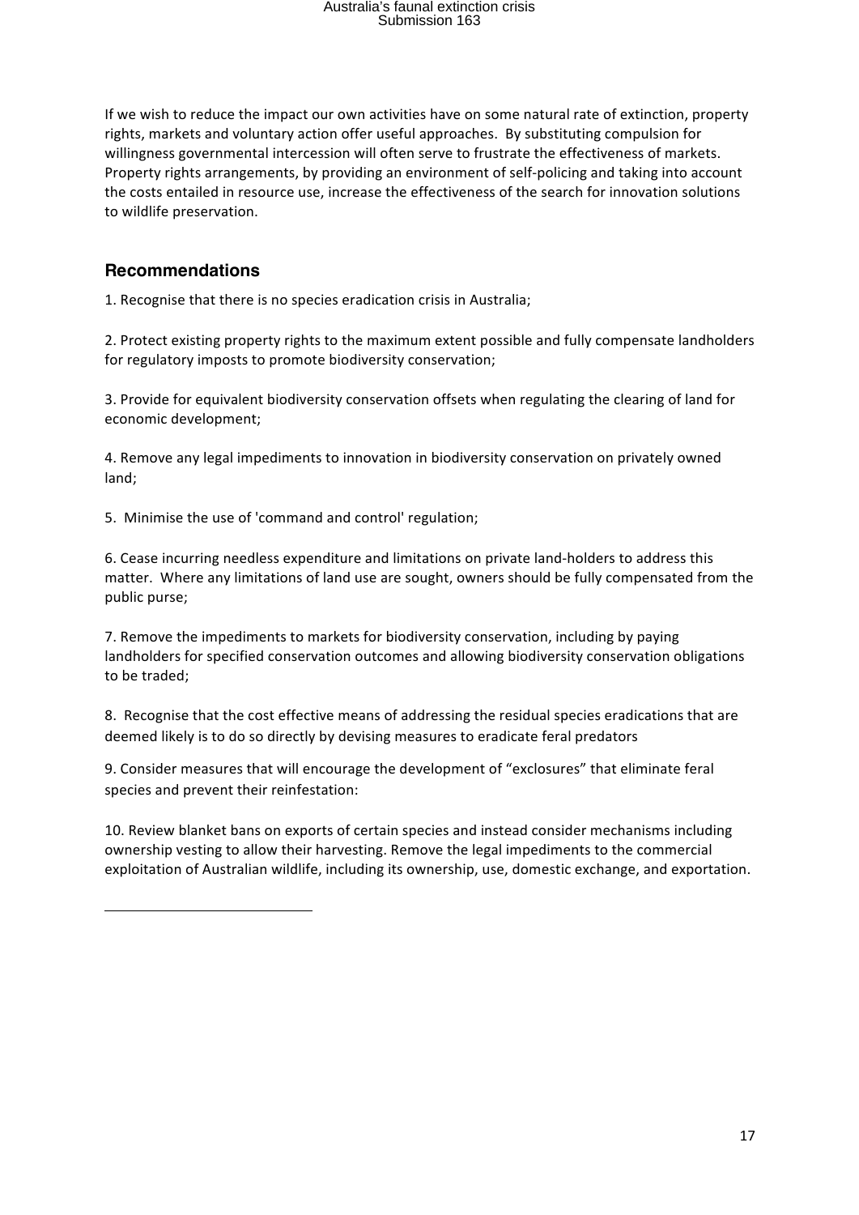If we wish to reduce the impact our own activities have on some natural rate of extinction, property rights, markets and voluntary action offer useful approaches. By substituting compulsion for willingness governmental intercession will often serve to frustrate the effectiveness of markets. Property rights arrangements, by providing an environment of self-policing and taking into account the costs entailed in resource use, increase the effectiveness of the search for innovation solutions to wildlife preservation.

## Recommendations

1. Recognise that there is no species eradication crisis in Australia;

2. Protect existing property rights to the maximum extent possible and fully compensate landholders for regulatory imposts to promote biodiversity conservation;

3. Provide for equivalent biodiversity conservation offsets when regulating the clearing of land for economic development;

4. Remove any legal impediments to innovation in biodiversity conservation on privately owned land;

5. Minimise the use of 'command and control' regulation;

6. Cease incurring needless expenditure and limitations on private land-holders to address this matter. Where any limitations of land use are sought, owners should be fully compensated from the public purse;

7. Remove the impediments to markets for biodiversity conservation, including by paying landholders for specified conservation outcomes and allowing biodiversity conservation obligations to be traded;

8. Recognise that the cost effective means of addressing the residual species eradications that are deemed likely is to do so directly by devising measures to eradicate feral predators

9. Consider measures that will encourage the development of "exclosures" that eliminate feral species and prevent their reinfestation:

10. Review blanket bans on exports of certain species and instead consider mechanisms including ownership vesting to allow their harvesting. Remove the legal impediments to the commercial exploitation of Australian wildlife, including its ownership, use, domestic exchange, and exportation.